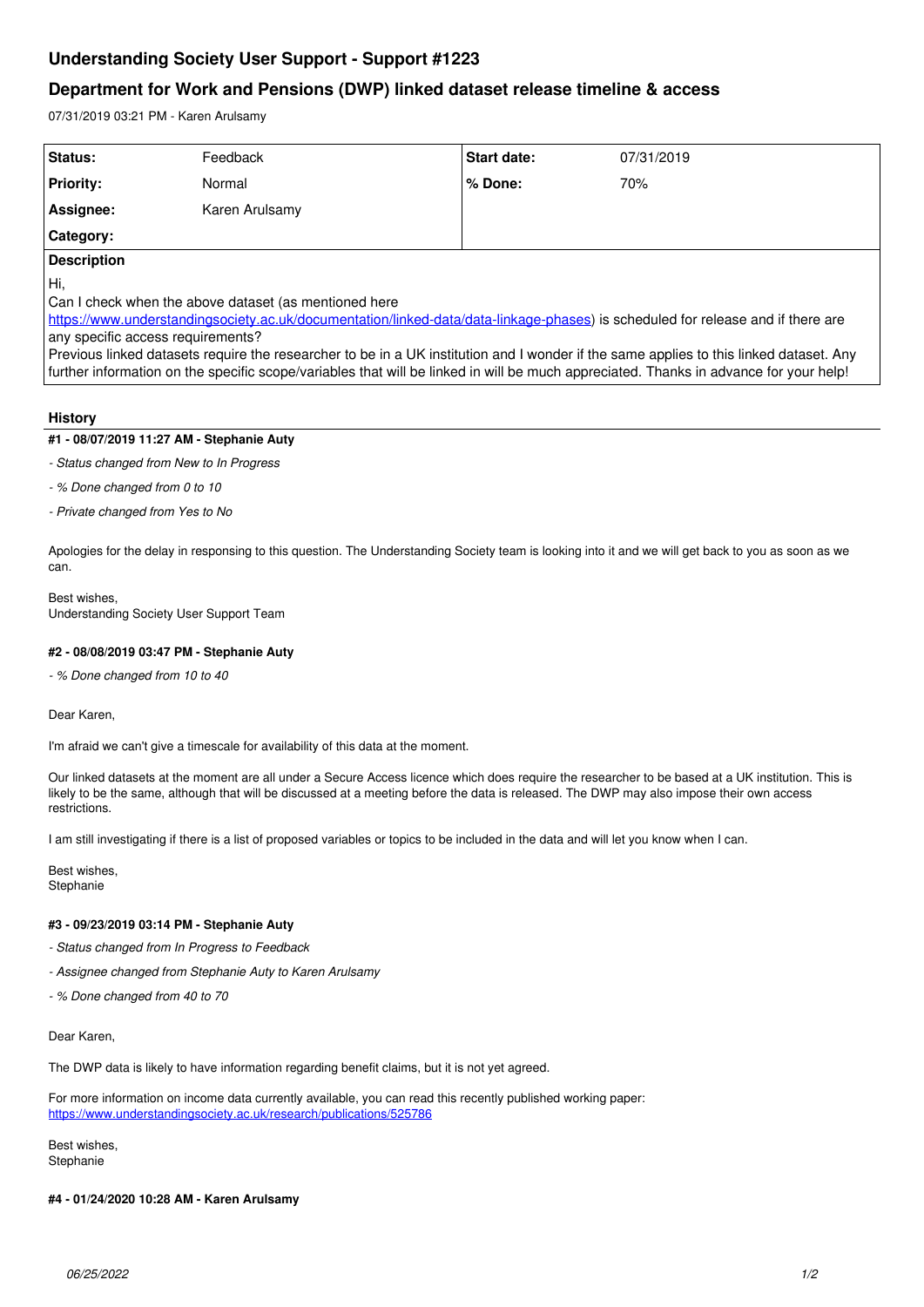# Understanding Society User Support - Support #1223

## Department for Work and Pensions (DWP) linked dataset release timeline & access

07/31/2019 03:21 PM - Karen Arulsamy

| | | | |
|---|---|---|---|
| **Status:** | Feedback | **Start date:** | 07/31/2019 |
| **Priority:** | Normal | **% Done:** | 70% |
| **Assignee:** | Karen Arulsamy | | |
| **Category:** | | | |

**Description**

Hi,

Can I check when the above dataset (as mentioned here https://www.understandingsociety.ac.uk/documentation/linked-data/data-linkage-phases) is scheduled for release and if there are any specific access requirements?

Previous linked datasets require the researcher to be in a UK institution and I wonder if the same applies to this linked dataset. Any further information on the specific scope/variables that will be linked in will be much appreciated. Thanks in advance for your help!

### History

#### #1 - 08/07/2019 11:27 AM - Stephanie Auty

- *Status changed from New to In Progress*
- *% Done changed from 0 to 10*
- *Private changed from Yes to No*

Apologies for the delay in responsing to this question. The Understanding Society team is looking into it and we will get back to you as soon as we can.

Best wishes,
Understanding Society User Support Team

#### #2 - 08/08/2019 03:47 PM - Stephanie Auty

- *% Done changed from 10 to 40*

Dear Karen,

I'm afraid we can't give a timescale for availability of this data at the moment.

Our linked datasets at the moment are all under a Secure Access licence which does require the researcher to be based at a UK institution. This is likely to be the same, although that will be discussed at a meeting before the data is released. The DWP may also impose their own access restrictions.

I am still investigating if there is a list of proposed variables or topics to be included in the data and will let you know when I can.

Best wishes,
Stephanie

#### #3 - 09/23/2019 03:14 PM - Stephanie Auty

- *Status changed from In Progress to Feedback*
- *Assignee changed from Stephanie Auty to Karen Arulsamy*
- *% Done changed from 40 to 70*

Dear Karen,

The DWP data is likely to have information regarding benefit claims, but it is not yet agreed.

For more information on income data currently available, you can read this recently published working paper:
https://www.understandingsociety.ac.uk/research/publications/525786

Best wishes,
Stephanie

#### #4 - 01/24/2020 10:28 AM - Karen Arulsamy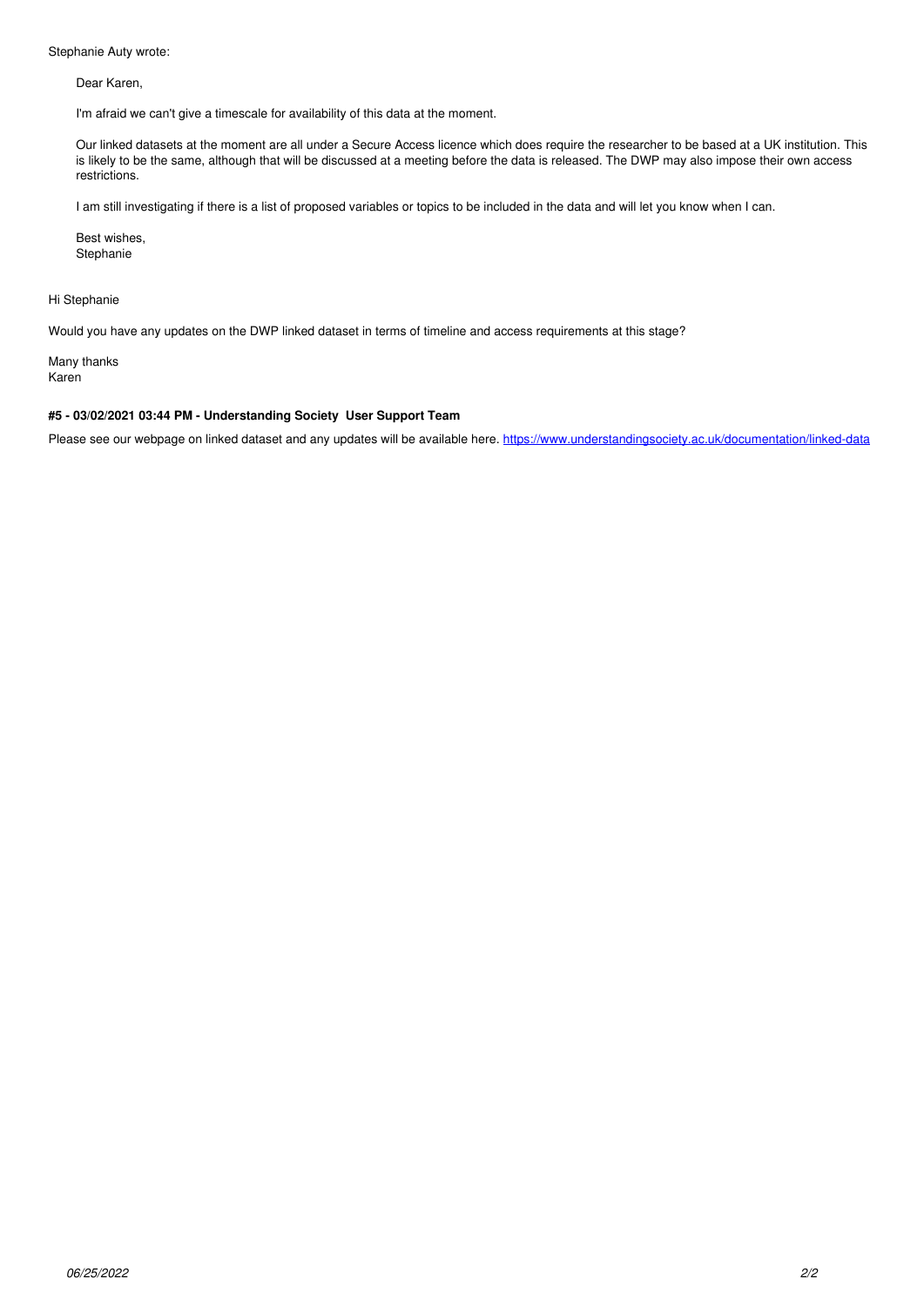Stephanie Auty wrote:

> Dear Karen,
>
> I'm afraid we can't give a timescale for availability of this data at the moment.
>
> Our linked datasets at the moment are all under a Secure Access licence which does require the researcher to be based at a UK institution. This is likely to be the same, although that will be discussed at a meeting before the data is released. The DWP may also impose their own access restrictions.
>
> I am still investigating if there is a list of proposed variables or topics to be included in the data and will let you know when I can.
>
> Best wishes,
> Stephanie

Hi Stephanie

Would you have any updates on the DWP linked dataset in terms of timeline and access requirements at this stage?

Many thanks
Karen

#### #5 - 03/02/2021 03:44 PM - Understanding Society User Support Team

Please see our webpage on linked dataset and any updates will be available here. https://www.understandingsociety.ac.uk/documentation/linked-data